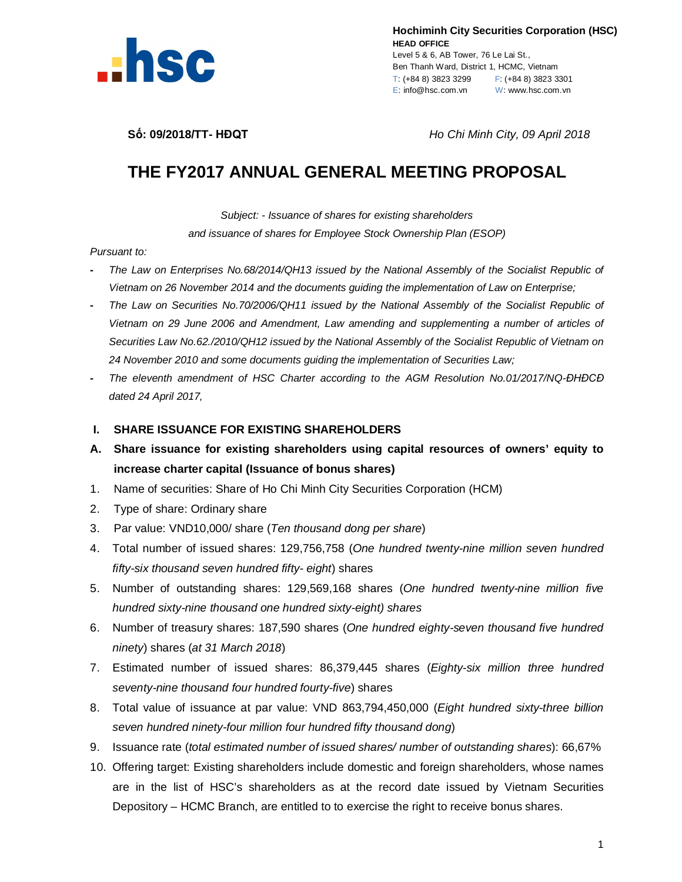**Hochiminh City Securities Corporation (HSC)**
**HEAD OFFICE**
Level 5 & 6, AB Tower, 76 Le Lai St.,
Ben Thanh Ward, District 1, HCMC, Vietnam
T: (+84 8) 3823 3299 F: (+84 8) 3823 3301
E: info@hsc.com.vn W: www.hsc.com.vn

**Số: 09/2018/TT- HĐQT** *Ho Chi Minh City, 09 April 2018*

# THE FY2017 ANNUAL GENERAL MEETING PROPOSAL

*Subject: - Issuance of shares for existing shareholders and issuance of shares for Employee Stock Ownership Plan (ESOP)*

*Pursuant to:*

- *The Law on Enterprises No.68/2014/QH13 issued by the National Assembly of the Socialist Republic of Vietnam on 26 November 2014 and the documents guiding the implementation of Law on Enterprise;*
- *The Law on Securities No.70/2006/QH11 issued by the National Assembly of the Socialist Republic of Vietnam on 29 June 2006 and Amendment, Law amending and supplementing a number of articles of Securities Law No.62./2010/QH12 issued by the National Assembly of the Socialist Republic of Vietnam on 24 November 2010 and some documents guiding the implementation of Securities Law;*
- *The eleventh amendment of HSC Charter according to the AGM Resolution No.01/2017/NQ-ĐHĐCĐ dated 24 April 2017,*

## I. SHARE ISSUANCE FOR EXISTING SHAREHOLDERS

### A. Share issuance for existing shareholders using capital resources of owners' equity to increase charter capital (Issuance of bonus shares)

1. Name of securities: Share of Ho Chi Minh City Securities Corporation (HCM)
2. Type of share: Ordinary share
3. Par value: VND10,000/ share (*Ten thousand dong per share*)
4. Total number of issued shares: 129,756,758 (*One hundred twenty-nine million seven hundred fifty-six thousand seven hundred fifty- eight*) shares
5. Number of outstanding shares: 129,569,168 shares (*One hundred twenty-nine million five hundred sixty-nine thousand one hundred sixty-eight) shares*
6. Number of treasury shares: 187,590 shares (*One hundred eighty-seven thousand five hundred ninety*) shares (*at 31 March 2018*)
7. Estimated number of issued shares: 86,379,445 shares (*Eighty-six million three hundred seventy-nine thousand four hundred fourty-five*) shares
8. Total value of issuance at par value: VND 863,794,450,000 (*Eight hundred sixty-three billion seven hundred ninety-four million four hundred fifty thousand dong*)
9. Issuance rate (*total estimated number of issued shares/ number of outstanding shares*): 66,67%
10. Offering target: Existing shareholders include domestic and foreign shareholders, whose names are in the list of HSC's shareholders as at the record date issued by Vietnam Securities Depository – HCMC Branch, are entitled to to exercise the right to receive bonus shares.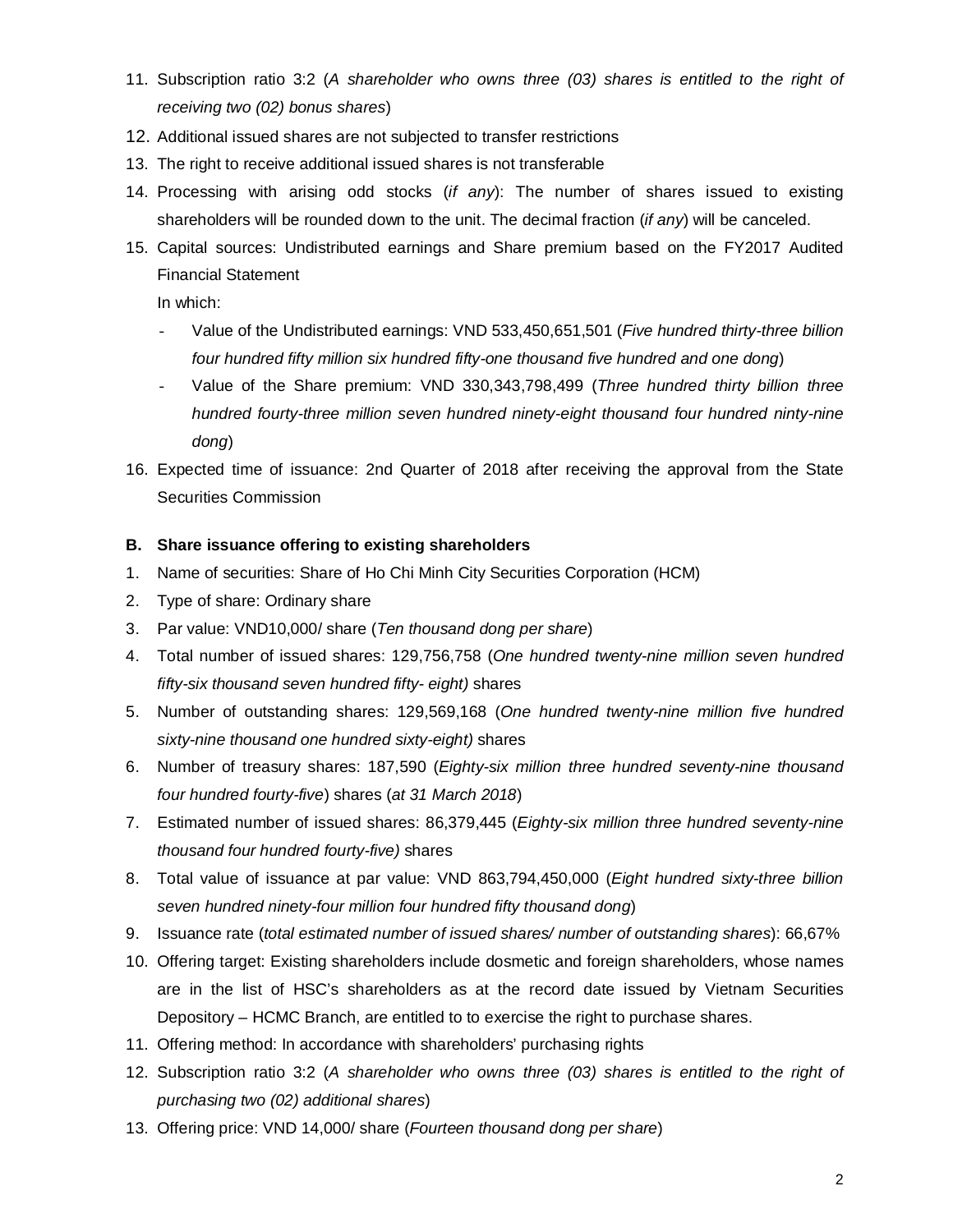11. Subscription ratio 3:2 (*A shareholder who owns three (03) shares is entitled to the right of receiving two (02) bonus shares*)
12. Additional issued shares are not subjected to transfer restrictions
13. The right to receive additional issued shares is not transferable
14. Processing with arising odd stocks (*if any*): The number of shares issued to existing shareholders will be rounded down to the unit. The decimal fraction (*if any*) will be canceled.
15. Capital sources: Undistributed earnings and Share premium based on the FY2017 Audited Financial Statement

    In which:

    - Value of the Undistributed earnings: VND 533,450,651,501 (*Five hundred thirty-three billion four hundred fifty million six hundred fifty-one thousand five hundred and one dong*)
    - Value of the Share premium: VND 330,343,798,499 (*Three hundred thirty billion three hundred fourty-three million seven hundred ninety-eight thousand four hundred ninty-nine dong*)
16. Expected time of issuance: 2nd Quarter of 2018 after receiving the approval from the State Securities Commission

**B. Share issuance offering to existing shareholders**

1. Name of securities: Share of Ho Chi Minh City Securities Corporation (HCM)
2. Type of share: Ordinary share
3. Par value: VND10,000/ share (*Ten thousand dong per share*)
4. Total number of issued shares: 129,756,758 (*One hundred twenty-nine million seven hundred fifty-six thousand seven hundred fifty- eight)* shares
5. Number of outstanding shares: 129,569,168 (*One hundred twenty-nine million five hundred sixty-nine thousand one hundred sixty-eight)* shares
6. Number of treasury shares: 187,590 (*Eighty-six million three hundred seventy-nine thousand four hundred fourty-five*) shares (*at 31 March 2018*)
7. Estimated number of issued shares: 86,379,445 (*Eighty-six million three hundred seventy-nine thousand four hundred fourty-five)* shares
8. Total value of issuance at par value: VND 863,794,450,000 (*Eight hundred sixty-three billion seven hundred ninety-four million four hundred fifty thousand dong*)
9. Issuance rate (*total estimated number of issued shares/ number of outstanding shares*): 66,67%
10. Offering target: Existing shareholders include dosmetic and foreign shareholders, whose names are in the list of HSC's shareholders as at the record date issued by Vietnam Securities Depository – HCMC Branch, are entitled to to exercise the right to purchase shares.
11. Offering method: In accordance with shareholders' purchasing rights
12. Subscription ratio 3:2 (*A shareholder who owns three (03) shares is entitled to the right of purchasing two (02) additional shares*)
13. Offering price: VND 14,000/ share (*Fourteen thousand dong per share*)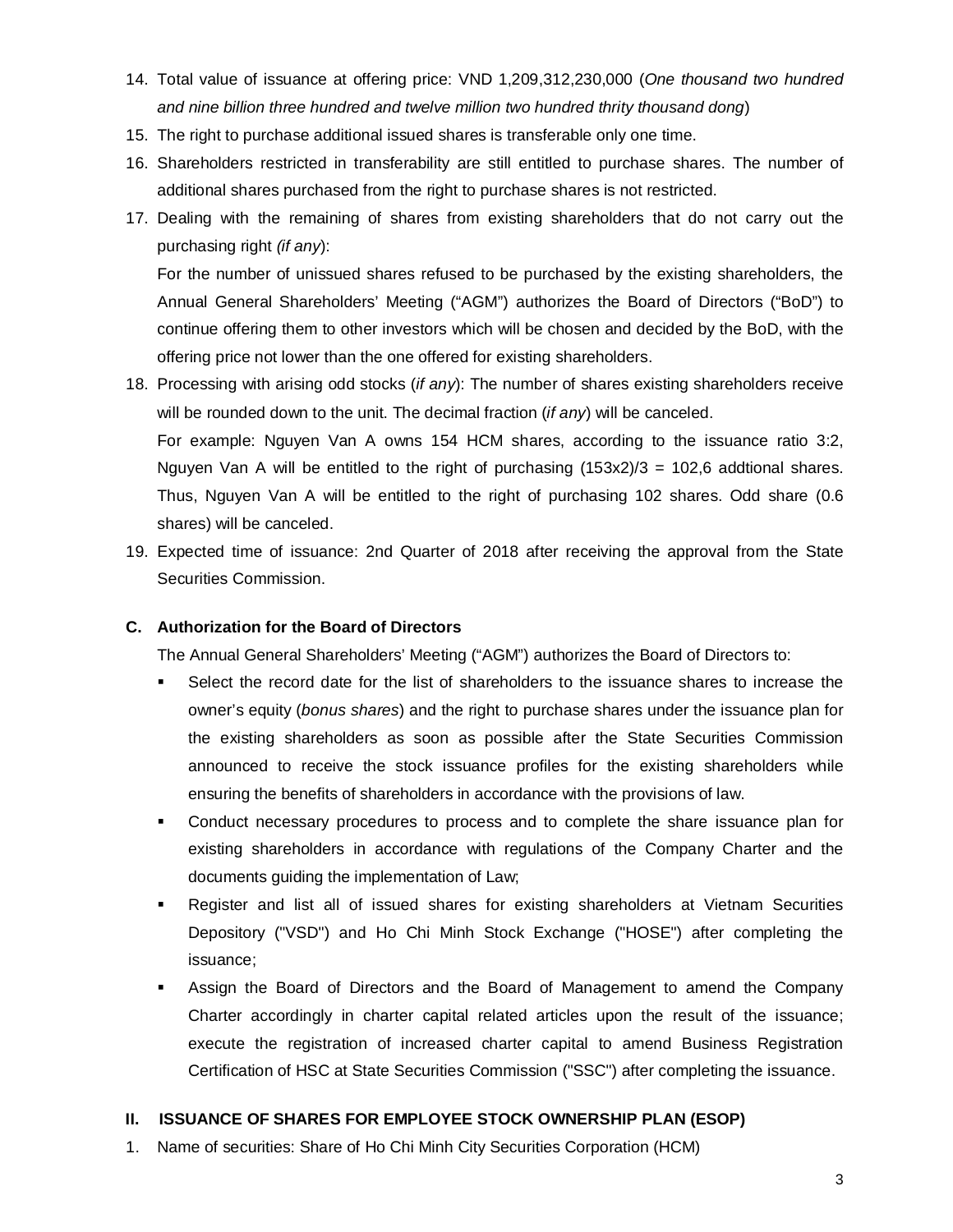14. Total value of issuance at offering price: VND 1,209,312,230,000 (*One thousand two hundred and nine billion three hundred and twelve million two hundred thrity thousand dong*)
15. The right to purchase additional issued shares is transferable only one time.
16. Shareholders restricted in transferability are still entitled to purchase shares. The number of additional shares purchased from the right to purchase shares is not restricted.
17. Dealing with the remaining of shares from existing shareholders that do not carry out the purchasing right *(if any)*:

    For the number of unissued shares refused to be purchased by the existing shareholders, the Annual General Shareholders' Meeting ("AGM") authorizes the Board of Directors ("BoD") to continue offering them to other investors which will be chosen and decided by the BoD, with the offering price not lower than the one offered for existing shareholders.
18. Processing with arising odd stocks (*if any*): The number of shares existing shareholders receive will be rounded down to the unit. The decimal fraction (*if any*) will be canceled.

    For example: Nguyen Van A owns 154 HCM shares, according to the issuance ratio 3:2, Nguyen Van A will be entitled to the right of purchasing (153x2)/3 = 102,6 addtional shares. Thus, Nguyen Van A will be entitled to the right of purchasing 102 shares. Odd share (0.6 shares) will be canceled.
19. Expected time of issuance: 2nd Quarter of 2018 after receiving the approval from the State Securities Commission.

### C. Authorization for the Board of Directors

The Annual General Shareholders' Meeting ("AGM") authorizes the Board of Directors to:

- Select the record date for the list of shareholders to the issuance shares to increase the owner's equity (*bonus shares*) and the right to purchase shares under the issuance plan for the existing shareholders as soon as possible after the State Securities Commission announced to receive the stock issuance profiles for the existing shareholders while ensuring the benefits of shareholders in accordance with the provisions of law.
- Conduct necessary procedures to process and to complete the share issuance plan for existing shareholders in accordance with regulations of the Company Charter and the documents guiding the implementation of Law;
- Register and list all of issued shares for existing shareholders at Vietnam Securities Depository ("VSD") and Ho Chi Minh Stock Exchange ("HOSE") after completing the issuance;
- Assign the Board of Directors and the Board of Management to amend the Company Charter accordingly in charter capital related articles upon the result of the issuance; execute the registration of increased charter capital to amend Business Registration Certification of HSC at State Securities Commission ("SSC") after completing the issuance.

## II. ISSUANCE OF SHARES FOR EMPLOYEE STOCK OWNERSHIP PLAN (ESOP)

1. Name of securities: Share of Ho Chi Minh City Securities Corporation (HCM)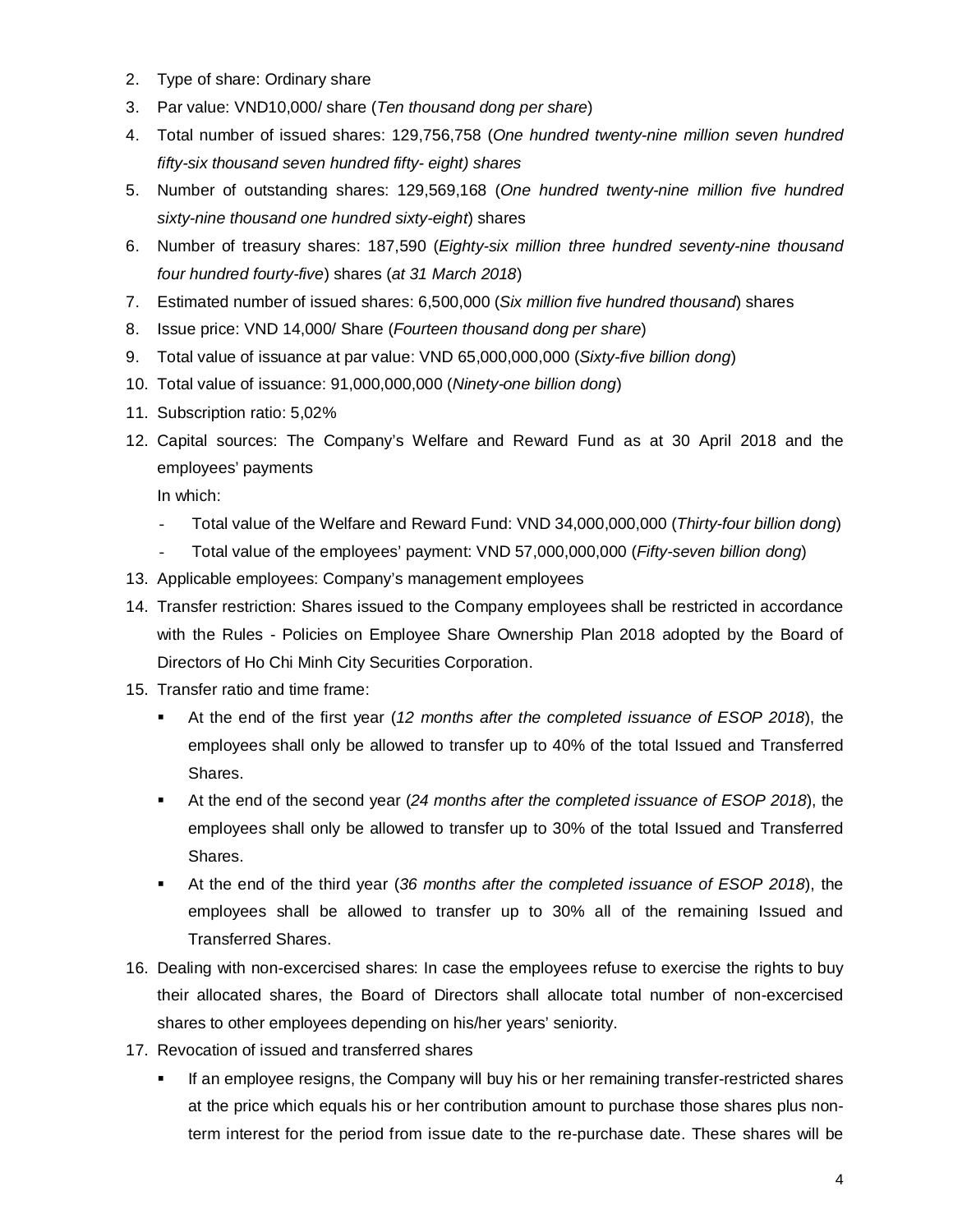2. Type of share: Ordinary share
3. Par value: VND10,000/ share (*Ten thousand dong per share*)
4. Total number of issued shares: 129,756,758 (*One hundred twenty-nine million seven hundred fifty-six thousand seven hundred fifty- eight) shares*
5. Number of outstanding shares: 129,569,168 (*One hundred twenty-nine million five hundred sixty-nine thousand one hundred sixty-eight*) shares
6. Number of treasury shares: 187,590 (*Eighty-six million three hundred seventy-nine thousand four hundred fourty-five*) shares (*at 31 March 2018*)
7. Estimated number of issued shares: 6,500,000 (*Six million five hundred thousand*) shares
8. Issue price: VND 14,000/ Share (*Fourteen thousand dong per share*)
9. Total value of issuance at par value: VND 65,000,000,000 (*Sixty-five billion dong*)
10. Total value of issuance: 91,000,000,000 (*Ninety-one billion dong*)
11. Subscription ratio: 5,02%
12. Capital sources: The Company's Welfare and Reward Fund as at 30 April 2018 and the employees' payments

    In which:

    - Total value of the Welfare and Reward Fund: VND 34,000,000,000 (*Thirty-four billion dong*)
    - Total value of the employees' payment: VND 57,000,000,000 (*Fifty-seven billion dong*)
13. Applicable employees: Company's management employees
14. Transfer restriction: Shares issued to the Company employees shall be restricted in accordance with the Rules - Policies on Employee Share Ownership Plan 2018 adopted by the Board of Directors of Ho Chi Minh City Securities Corporation.
15. Transfer ratio and time frame:
    - At the end of the first year (*12 months after the completed issuance of ESOP 2018*), the employees shall only be allowed to transfer up to 40% of the total Issued and Transferred Shares.
    - At the end of the second year (*24 months after the completed issuance of ESOP 2018*), the employees shall only be allowed to transfer up to 30% of the total Issued and Transferred Shares.
    - At the end of the third year (*36 months after the completed issuance of ESOP 2018*), the employees shall be allowed to transfer up to 30% all of the remaining Issued and Transferred Shares.
16. Dealing with non-excercised shares: In case the employees refuse to exercise the rights to buy their allocated shares, the Board of Directors shall allocate total number of non-excercised shares to other employees depending on his/her years' seniority.
17. Revocation of issued and transferred shares
    - If an employee resigns, the Company will buy his or her remaining transfer-restricted shares at the price which equals his or her contribution amount to purchase those shares plus non-term interest for the period from issue date to the re-purchase date. These shares will be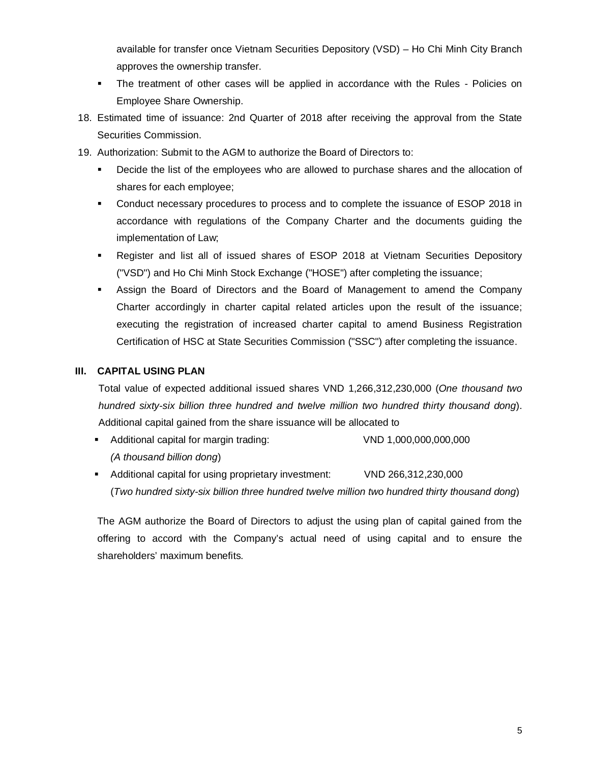available for transfer once Vietnam Securities Depository (VSD) – Ho Chi Minh City Branch approves the ownership transfer.

- The treatment of other cases will be applied in accordance with the Rules - Policies on Employee Share Ownership.

18. Estimated time of issuance: 2nd Quarter of 2018 after receiving the approval from the State Securities Commission.
19. Authorization: Submit to the AGM to authorize the Board of Directors to:
    - Decide the list of the employees who are allowed to purchase shares and the allocation of shares for each employee;
    - Conduct necessary procedures to process and to complete the issuance of ESOP 2018 in accordance with regulations of the Company Charter and the documents guiding the implementation of Law;
    - Register and list all of issued shares of ESOP 2018 at Vietnam Securities Depository ("VSD") and Ho Chi Minh Stock Exchange ("HOSE") after completing the issuance;
    - Assign the Board of Directors and the Board of Management to amend the Company Charter accordingly in charter capital related articles upon the result of the issuance; executing the registration of increased charter capital to amend Business Registration Certification of HSC at State Securities Commission ("SSC") after completing the issuance.

## III. CAPITAL USING PLAN

Total value of expected additional issued shares VND 1,266,312,230,000 (*One thousand two hundred sixty-six billion three hundred and twelve million two hundred thirty thousand dong*). Additional capital gained from the share issuance will be allocated to

- Additional capital for margin trading: VND 1,000,000,000,000
  *(A thousand billion dong)*
- Additional capital for using proprietary investment: VND 266,312,230,000
  (*Two hundred sixty-six billion three hundred twelve million two hundred thirty thousand dong*)

The AGM authorize the Board of Directors to adjust the using plan of capital gained from the offering to accord with the Company's actual need of using capital and to ensure the shareholders' maximum benefits.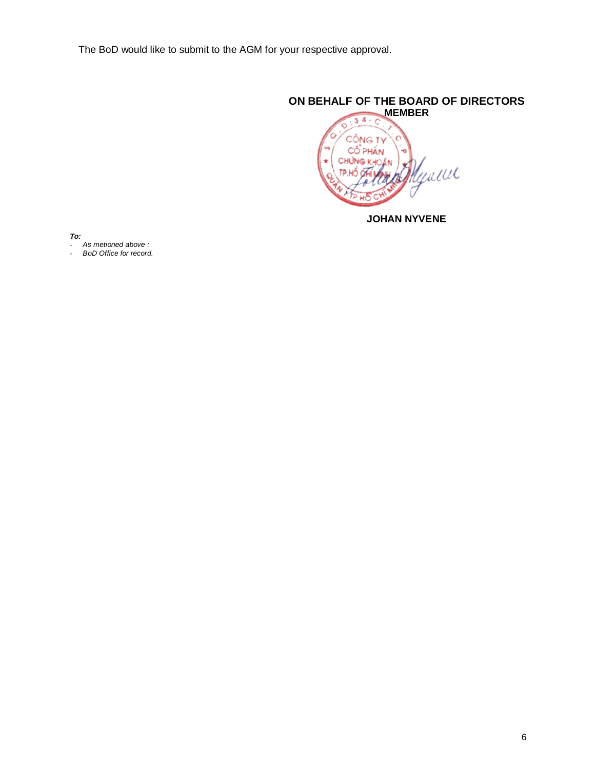The BoD would like to submit to the AGM for your respective approval.

**ON BEHALF OF THE BOARD OF DIRECTORS**
**MEMBER**

**JOHAN NYVENE**

***To:***
- *As metioned above :*
- *BoD Office for record.*